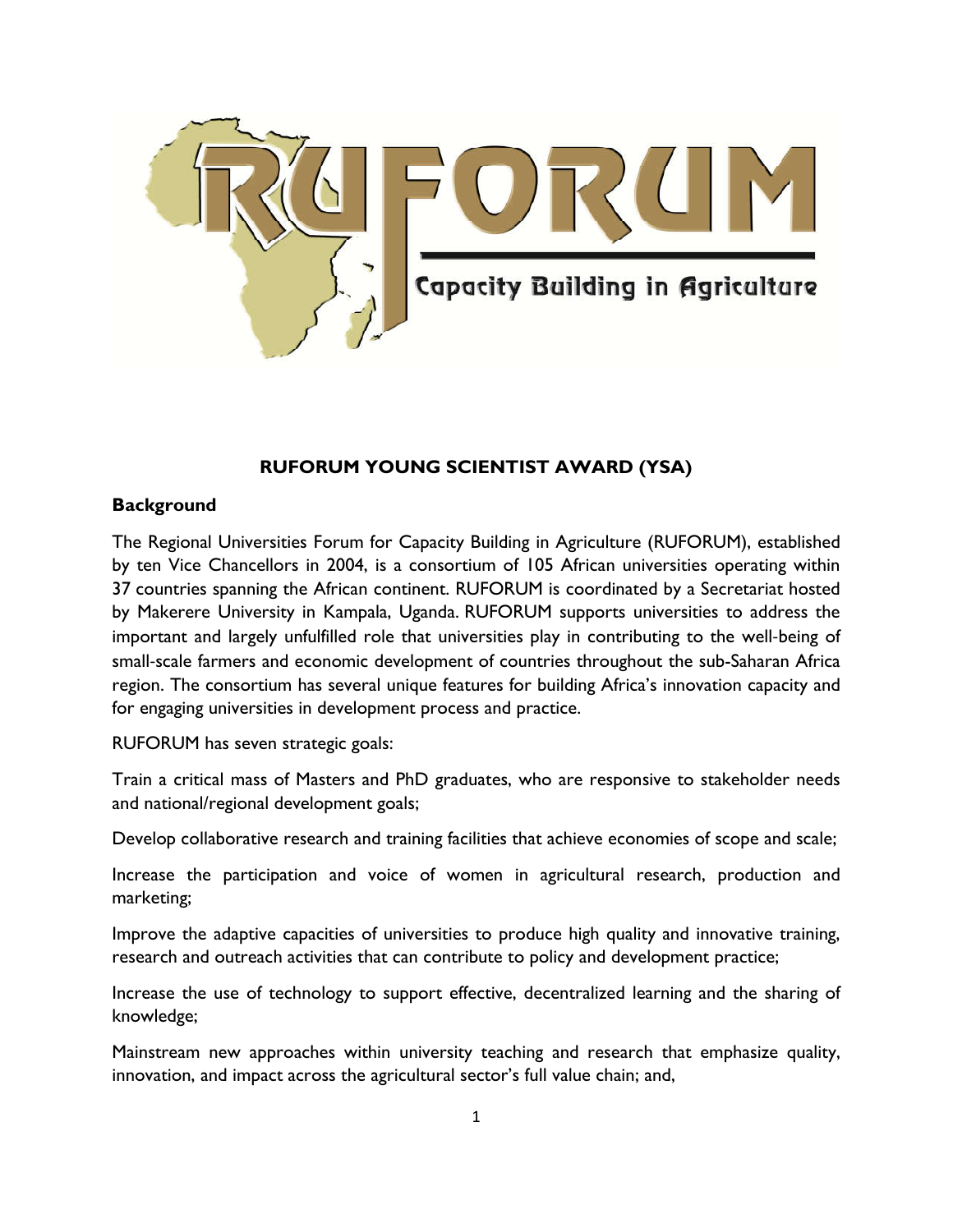# RUFORUM YOUNG SCIENTIST AWARD (YSA)

## Background

The Regional Universities Forum for Capacity Building in Agriculture (RUFORUM), established by ten Vice Chancellors in 2004, is a consortium of 105 African universities operating within 37 countries spanning the African continent. RUFORUM is coordinated by a Secretariat hosted by Makerere University in Kampala, Uganda. RUFORUM supports universities to address the important and largely unfulfilled role that universities play in contributing to the well-being of small-scale farmers and economic development of countries throughout the sub-Saharan Africa region. The consortium has several unique features for building Africa's innovation capacity and for engaging universities in development process and practice.

RUFORUM has seven strategic goals:

Train a critical mass of Masters and PhD graduates, who are responsive to stakeholder needs and national/regional development goals;

Develop collaborative research and training facilities that achieve economies of scope and scale;

Increase the participation and voice of women in agricultural research, production and marketing;

Improve the adaptive capacities of universities to produce high quality and innovative training, research and outreach activities that can contribute to policy and development practice;

Increase the use of technology to support effective, decentralized learning and the sharing of knowledge;

Mainstream new approaches within university teaching and research that emphasize quality, innovation, and impact across the agricultural sector's full value chain; and,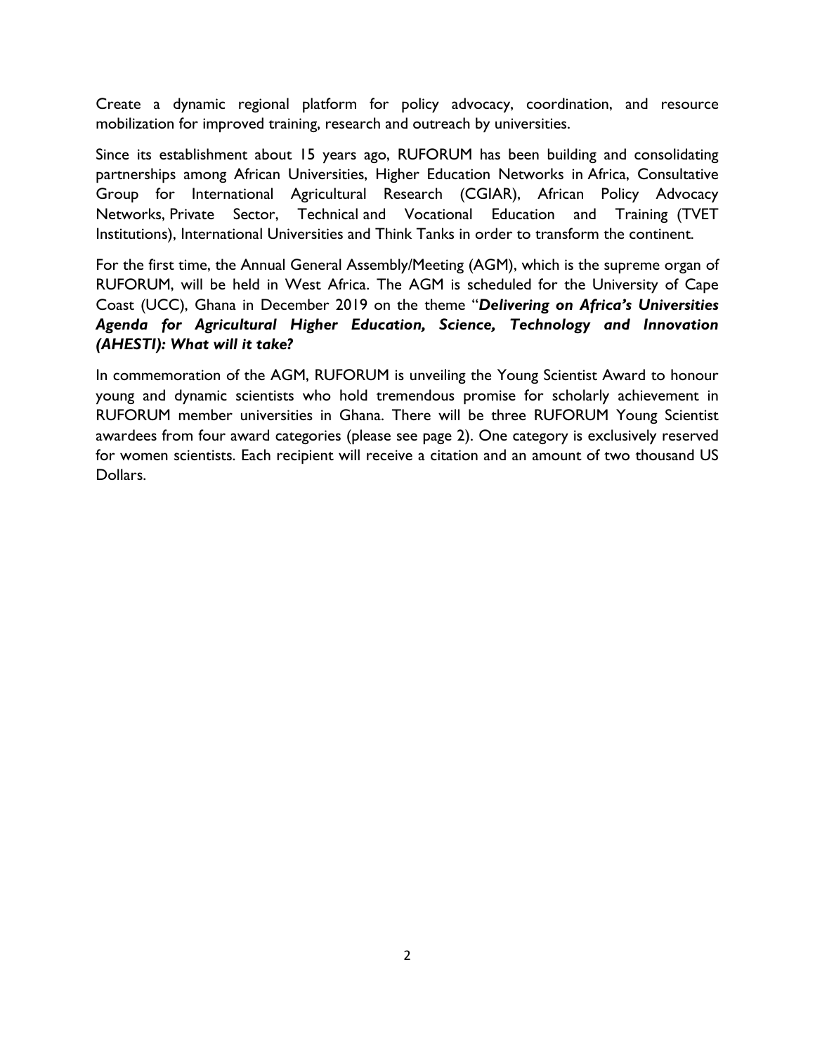Create a dynamic regional platform for policy advocacy, coordination, and resource mobilization for improved training, research and outreach by universities.

Since its establishment about 15 years ago, RUFORUM has been building and consolidating partnerships among African Universities, Higher Education Networks in Africa, Consultative Group for International Agricultural Research (CGIAR), African Policy Advocacy Networks, Private Sector, Technical and Vocational Education and Training (TVET Institutions), International Universities and Think Tanks in order to transform the continent.

For the first time, the Annual General Assembly/Meeting (AGM), which is the supreme organ of RUFORUM, will be held in West Africa. The AGM is scheduled for the University of Cape Coast (UCC), Ghana in December 2019 on the theme "***Delivering on Africa's Universities Agenda for Agricultural Higher Education, Science, Technology and Innovation (AHESTI): What will it take?***

In commemoration of the AGM, RUFORUM is unveiling the Young Scientist Award to honour young and dynamic scientists who hold tremendous promise for scholarly achievement in RUFORUM member universities in Ghana. There will be three RUFORUM Young Scientist awardees from four award categories (please see page 2). One category is exclusively reserved for women scientists. Each recipient will receive a citation and an amount of two thousand US Dollars.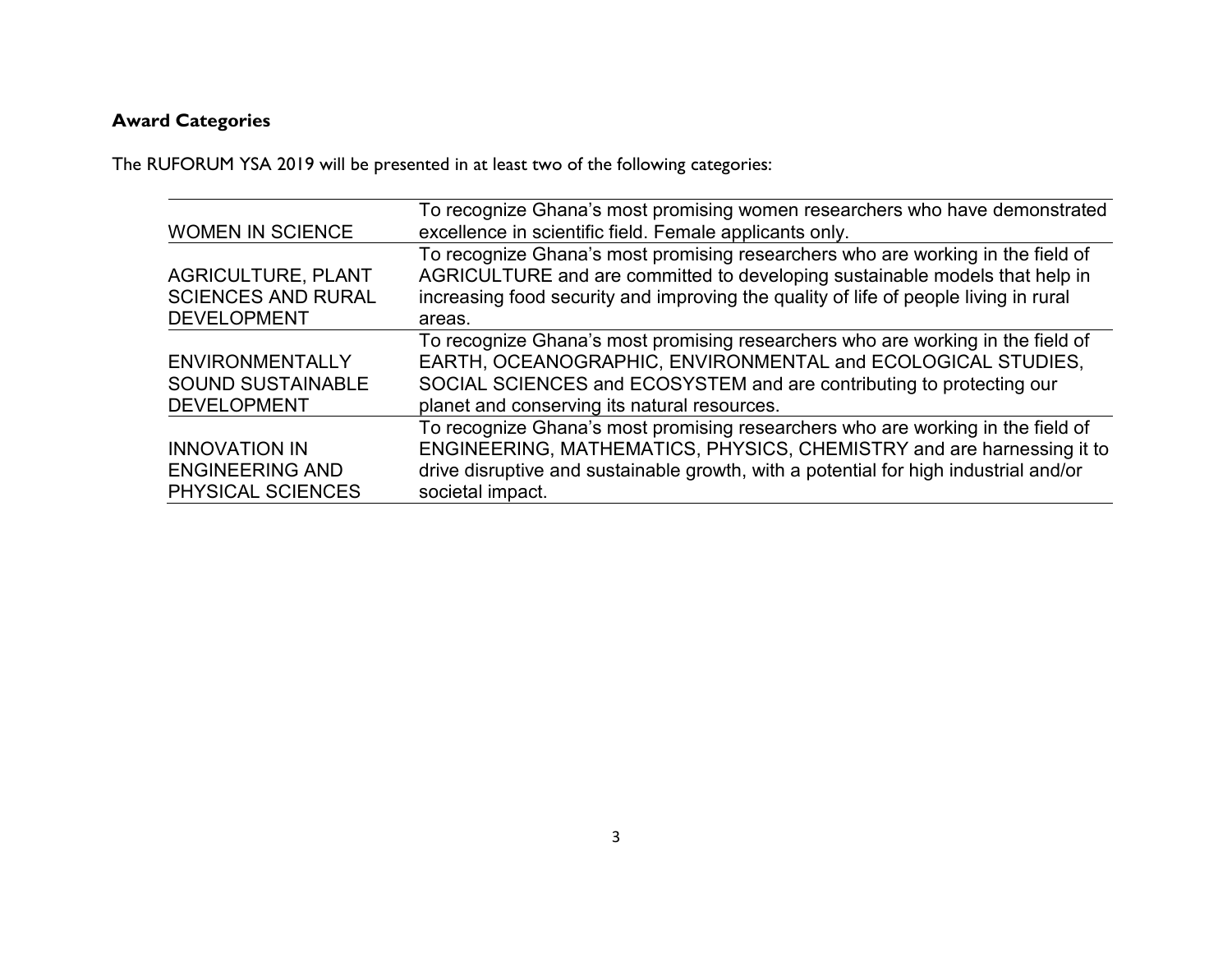**Award Categories**

The RUFORUM YSA 2019 will be presented in at least two of the following categories:

| | |
|---|---|
| WOMEN IN SCIENCE | To recognize Ghana's most promising women researchers who have demonstrated excellence in scientific field. Female applicants only. |
| AGRICULTURE, PLANT SCIENCES AND RURAL DEVELOPMENT | To recognize Ghana's most promising researchers who are working in the field of AGRICULTURE and are committed to developing sustainable models that help in increasing food security and improving the quality of life of people living in rural areas. |
| ENVIRONMENTALLY SOUND SUSTAINABLE DEVELOPMENT | To recognize Ghana's most promising researchers who are working in the field of EARTH, OCEANOGRAPHIC, ENVIRONMENTAL and ECOLOGICAL STUDIES, SOCIAL SCIENCES and ECOSYSTEM and are contributing to protecting our planet and conserving its natural resources. |
| INNOVATION IN ENGINEERING AND PHYSICAL SCIENCES | To recognize Ghana's most promising researchers who are working in the field of ENGINEERING, MATHEMATICS, PHYSICS, CHEMISTRY and are harnessing it to drive disruptive and sustainable growth, with a potential for high industrial and/or societal impact. |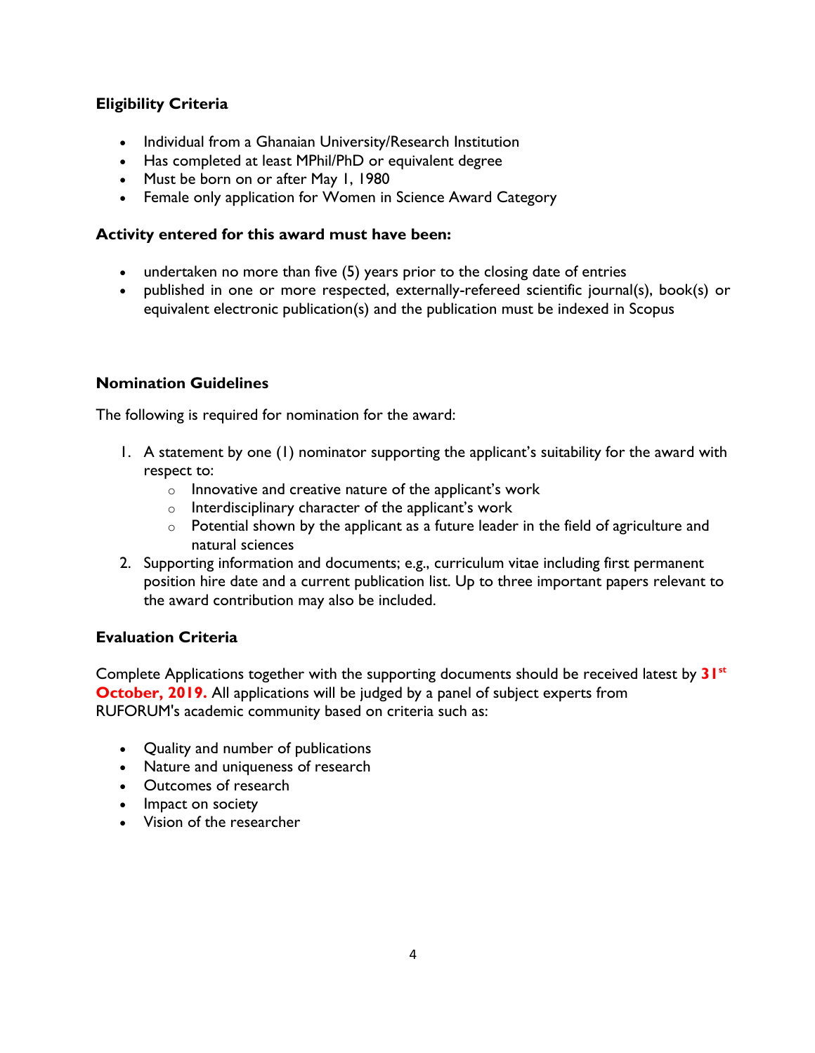### Eligibility Criteria

- Individual from a Ghanaian University/Research Institution
- Has completed at least MPhil/PhD or equivalent degree
- Must be born on or after May 1, 1980
- Female only application for Women in Science Award Category

### Activity entered for this award must have been:

- undertaken no more than five (5) years prior to the closing date of entries
- published in one or more respected, externally-refereed scientific journal(s), book(s) or equivalent electronic publication(s) and the publication must be indexed in Scopus

### Nomination Guidelines

The following is required for nomination for the award:

1. A statement by one (1) nominator supporting the applicant's suitability for the award with respect to:
   - Innovative and creative nature of the applicant's work
   - Interdisciplinary character of the applicant's work
   - Potential shown by the applicant as a future leader in the field of agriculture and natural sciences
2. Supporting information and documents; e.g., curriculum vitae including first permanent position hire date and a current publication list. Up to three important papers relevant to the award contribution may also be included.

### Evaluation Criteria

Complete Applications together with the supporting documents should be received latest by **31st October, 2019.** All applications will be judged by a panel of subject experts from RUFORUM's academic community based on criteria such as:

- Quality and number of publications
- Nature and uniqueness of research
- Outcomes of research
- Impact on society
- Vision of the researcher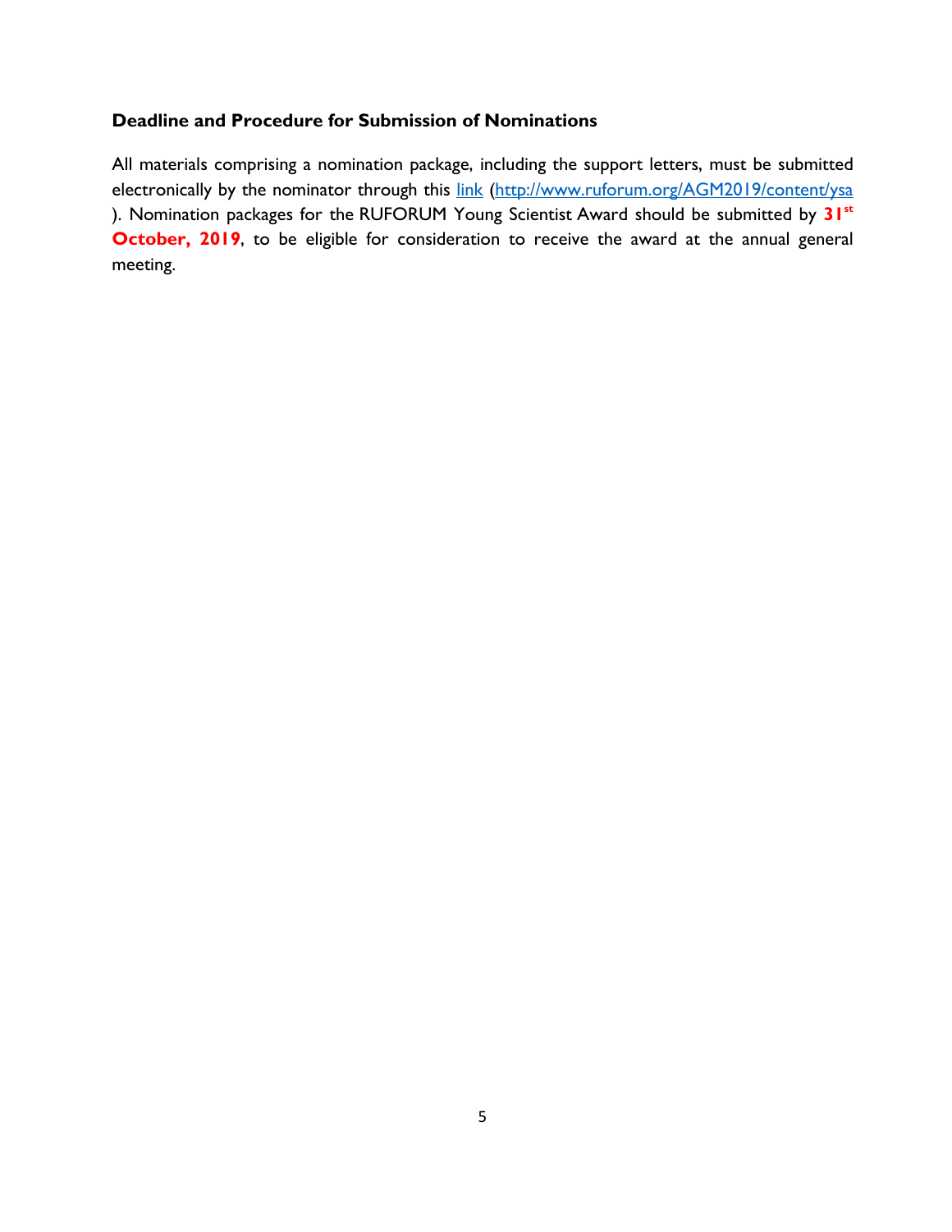### Deadline and Procedure for Submission of Nominations

All materials comprising a nomination package, including the support letters, must be submitted electronically by the nominator through this link (http://www.ruforum.org/AGM2019/content/ysa). Nomination packages for the RUFORUM Young Scientist Award should be submitted by **31st October, 2019**, to be eligible for consideration to receive the award at the annual general meeting.